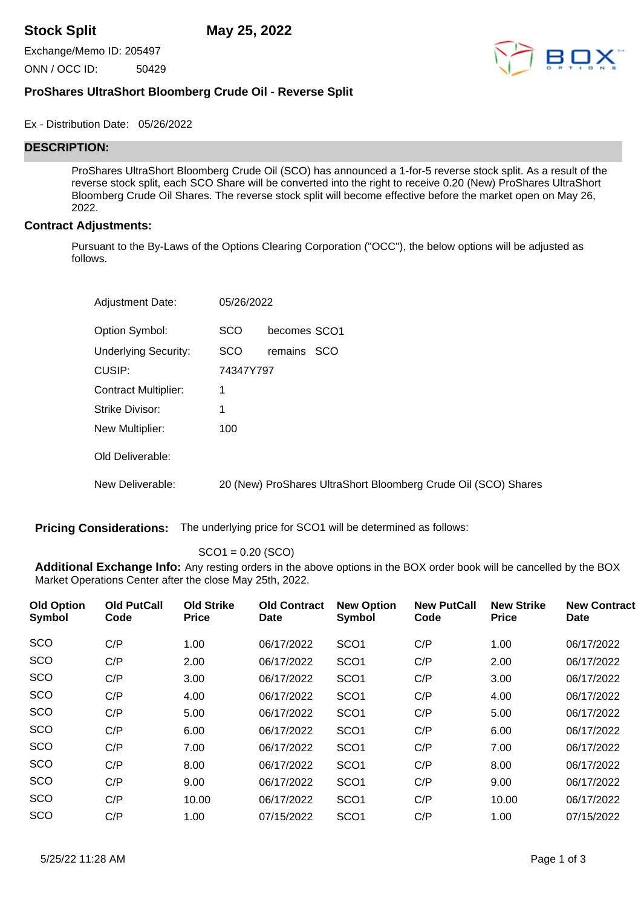# Stock Split

**May 25, 2022**

Exchange/Memo ID: 205497

ONN / OCC ID: 50429

BOX OPTIONS

## ProShares UltraShort Bloomberg Crude Oil - Reverse Split

Ex - Distribution Date: 05/26/2022

## DESCRIPTION:

ProShares UltraShort Bloomberg Crude Oil (SCO) has announced a 1-for-5 reverse stock split. As a result of the reverse stock split, each SCO Share will be converted into the right to receive 0.20 (New) ProShares UltraShort Bloomberg Crude Oil Shares. The reverse stock split will become effective before the market open on May 26, 2022.

### Contract Adjustments:

Pursuant to the By-Laws of the Options Clearing Corporation ("OCC"), the below options will be adjusted as follows.

| | |
|---|---|
| Adjustment Date: | 05/26/2022 |
| Option Symbol: | SCO becomes SCO1 |
| Underlying Security: | SCO remains SCO |
| CUSIP: | 74347Y797 |
| Contract Multiplier: | 1 |
| Strike Divisor: | 1 |
| New Multiplier: | 100 |
| Old Deliverable: | |
| New Deliverable: | 20 (New) ProShares UltraShort Bloomberg Crude Oil (SCO) Shares |

**Pricing Considerations:** The underlying price for SCO1 will be determined as follows:

SCO1 = 0.20 (SCO)

**Additional Exchange Info:** Any resting orders in the above options in the BOX order book will be cancelled by the BOX Market Operations Center after the close May 25th, 2022.

| Old Option Symbol | Old PutCall Code | Old Strike Price | Old Contract Date | New Option Symbol | New PutCall Code | New Strike Price | New Contract Date |
|---|---|---|---|---|---|---|---|
| SCO | C/P | 1.00 | 06/17/2022 | SCO1 | C/P | 1.00 | 06/17/2022 |
| SCO | C/P | 2.00 | 06/17/2022 | SCO1 | C/P | 2.00 | 06/17/2022 |
| SCO | C/P | 3.00 | 06/17/2022 | SCO1 | C/P | 3.00 | 06/17/2022 |
| SCO | C/P | 4.00 | 06/17/2022 | SCO1 | C/P | 4.00 | 06/17/2022 |
| SCO | C/P | 5.00 | 06/17/2022 | SCO1 | C/P | 5.00 | 06/17/2022 |
| SCO | C/P | 6.00 | 06/17/2022 | SCO1 | C/P | 6.00 | 06/17/2022 |
| SCO | C/P | 7.00 | 06/17/2022 | SCO1 | C/P | 7.00 | 06/17/2022 |
| SCO | C/P | 8.00 | 06/17/2022 | SCO1 | C/P | 8.00 | 06/17/2022 |
| SCO | C/P | 9.00 | 06/17/2022 | SCO1 | C/P | 9.00 | 06/17/2022 |
| SCO | C/P | 10.00 | 06/17/2022 | SCO1 | C/P | 10.00 | 06/17/2022 |
| SCO | C/P | 1.00 | 07/15/2022 | SCO1 | C/P | 1.00 | 07/15/2022 |

5/25/22 11:28 AM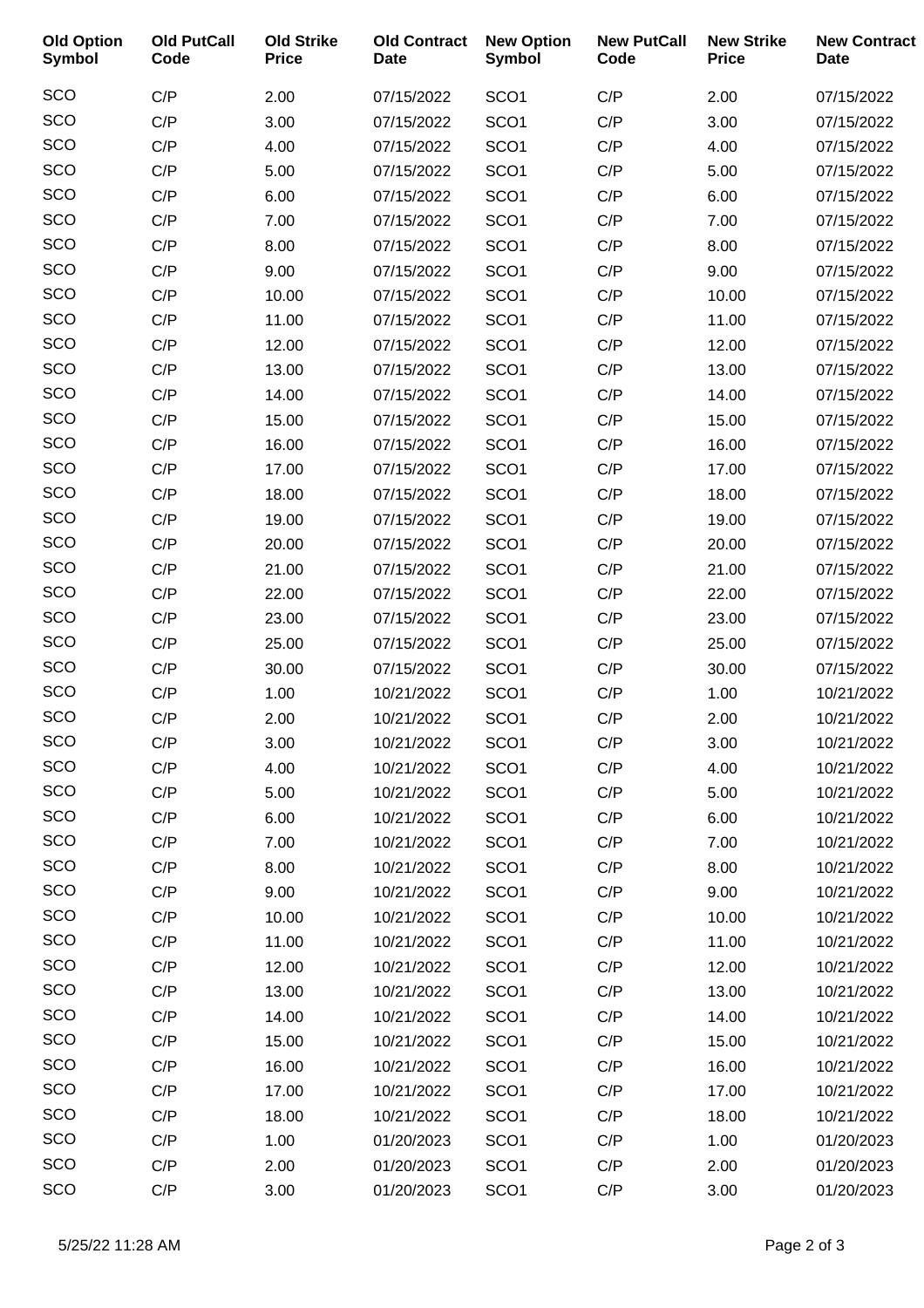| Old Option Symbol | Old PutCall Code | Old Strike Price | Old Contract Date | New Option Symbol | New PutCall Code | New Strike Price | New Contract Date |
|---|---|---|---|---|---|---|---|
| SCO | C/P | 2.00 | 07/15/2022 | SCO1 | C/P | 2.00 | 07/15/2022 |
| SCO | C/P | 3.00 | 07/15/2022 | SCO1 | C/P | 3.00 | 07/15/2022 |
| SCO | C/P | 4.00 | 07/15/2022 | SCO1 | C/P | 4.00 | 07/15/2022 |
| SCO | C/P | 5.00 | 07/15/2022 | SCO1 | C/P | 5.00 | 07/15/2022 |
| SCO | C/P | 6.00 | 07/15/2022 | SCO1 | C/P | 6.00 | 07/15/2022 |
| SCO | C/P | 7.00 | 07/15/2022 | SCO1 | C/P | 7.00 | 07/15/2022 |
| SCO | C/P | 8.00 | 07/15/2022 | SCO1 | C/P | 8.00 | 07/15/2022 |
| SCO | C/P | 9.00 | 07/15/2022 | SCO1 | C/P | 9.00 | 07/15/2022 |
| SCO | C/P | 10.00 | 07/15/2022 | SCO1 | C/P | 10.00 | 07/15/2022 |
| SCO | C/P | 11.00 | 07/15/2022 | SCO1 | C/P | 11.00 | 07/15/2022 |
| SCO | C/P | 12.00 | 07/15/2022 | SCO1 | C/P | 12.00 | 07/15/2022 |
| SCO | C/P | 13.00 | 07/15/2022 | SCO1 | C/P | 13.00 | 07/15/2022 |
| SCO | C/P | 14.00 | 07/15/2022 | SCO1 | C/P | 14.00 | 07/15/2022 |
| SCO | C/P | 15.00 | 07/15/2022 | SCO1 | C/P | 15.00 | 07/15/2022 |
| SCO | C/P | 16.00 | 07/15/2022 | SCO1 | C/P | 16.00 | 07/15/2022 |
| SCO | C/P | 17.00 | 07/15/2022 | SCO1 | C/P | 17.00 | 07/15/2022 |
| SCO | C/P | 18.00 | 07/15/2022 | SCO1 | C/P | 18.00 | 07/15/2022 |
| SCO | C/P | 19.00 | 07/15/2022 | SCO1 | C/P | 19.00 | 07/15/2022 |
| SCO | C/P | 20.00 | 07/15/2022 | SCO1 | C/P | 20.00 | 07/15/2022 |
| SCO | C/P | 21.00 | 07/15/2022 | SCO1 | C/P | 21.00 | 07/15/2022 |
| SCO | C/P | 22.00 | 07/15/2022 | SCO1 | C/P | 22.00 | 07/15/2022 |
| SCO | C/P | 23.00 | 07/15/2022 | SCO1 | C/P | 23.00 | 07/15/2022 |
| SCO | C/P | 25.00 | 07/15/2022 | SCO1 | C/P | 25.00 | 07/15/2022 |
| SCO | C/P | 30.00 | 07/15/2022 | SCO1 | C/P | 30.00 | 07/15/2022 |
| SCO | C/P | 1.00 | 10/21/2022 | SCO1 | C/P | 1.00 | 10/21/2022 |
| SCO | C/P | 2.00 | 10/21/2022 | SCO1 | C/P | 2.00 | 10/21/2022 |
| SCO | C/P | 3.00 | 10/21/2022 | SCO1 | C/P | 3.00 | 10/21/2022 |
| SCO | C/P | 4.00 | 10/21/2022 | SCO1 | C/P | 4.00 | 10/21/2022 |
| SCO | C/P | 5.00 | 10/21/2022 | SCO1 | C/P | 5.00 | 10/21/2022 |
| SCO | C/P | 6.00 | 10/21/2022 | SCO1 | C/P | 6.00 | 10/21/2022 |
| SCO | C/P | 7.00 | 10/21/2022 | SCO1 | C/P | 7.00 | 10/21/2022 |
| SCO | C/P | 8.00 | 10/21/2022 | SCO1 | C/P | 8.00 | 10/21/2022 |
| SCO | C/P | 9.00 | 10/21/2022 | SCO1 | C/P | 9.00 | 10/21/2022 |
| SCO | C/P | 10.00 | 10/21/2022 | SCO1 | C/P | 10.00 | 10/21/2022 |
| SCO | C/P | 11.00 | 10/21/2022 | SCO1 | C/P | 11.00 | 10/21/2022 |
| SCO | C/P | 12.00 | 10/21/2022 | SCO1 | C/P | 12.00 | 10/21/2022 |
| SCO | C/P | 13.00 | 10/21/2022 | SCO1 | C/P | 13.00 | 10/21/2022 |
| SCO | C/P | 14.00 | 10/21/2022 | SCO1 | C/P | 14.00 | 10/21/2022 |
| SCO | C/P | 15.00 | 10/21/2022 | SCO1 | C/P | 15.00 | 10/21/2022 |
| SCO | C/P | 16.00 | 10/21/2022 | SCO1 | C/P | 16.00 | 10/21/2022 |
| SCO | C/P | 17.00 | 10/21/2022 | SCO1 | C/P | 17.00 | 10/21/2022 |
| SCO | C/P | 18.00 | 10/21/2022 | SCO1 | C/P | 18.00 | 10/21/2022 |
| SCO | C/P | 1.00 | 01/20/2023 | SCO1 | C/P | 1.00 | 01/20/2023 |
| SCO | C/P | 2.00 | 01/20/2023 | SCO1 | C/P | 2.00 | 01/20/2023 |
| SCO | C/P | 3.00 | 01/20/2023 | SCO1 | C/P | 3.00 | 01/20/2023 |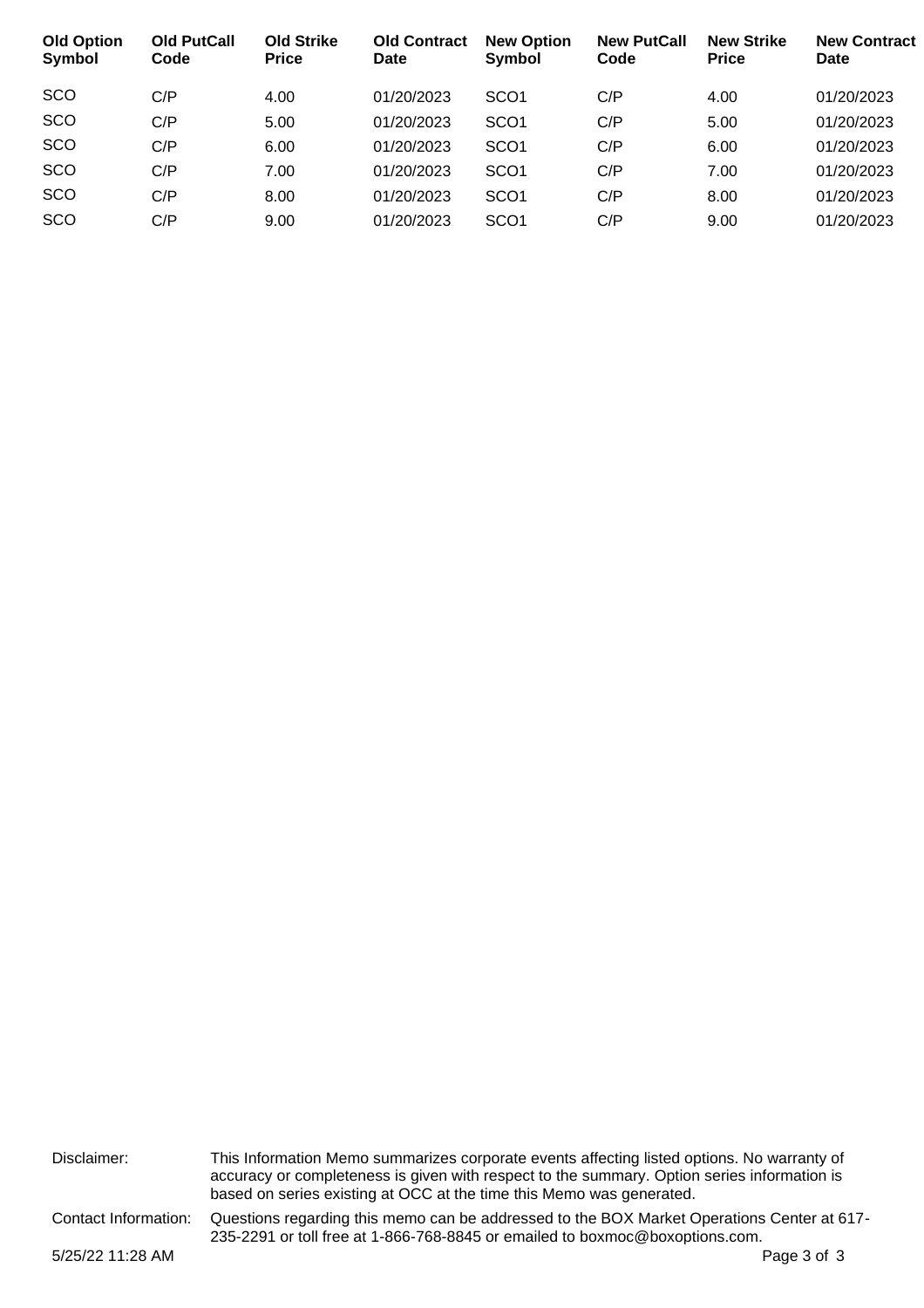| Old Option Symbol | Old PutCall Code | Old Strike Price | Old Contract Date | New Option Symbol | New PutCall Code | New Strike Price | New Contract Date |
|---|---|---|---|---|---|---|---|
| SCO | C/P | 4.00 | 01/20/2023 | SCO1 | C/P | 4.00 | 01/20/2023 |
| SCO | C/P | 5.00 | 01/20/2023 | SCO1 | C/P | 5.00 | 01/20/2023 |
| SCO | C/P | 6.00 | 01/20/2023 | SCO1 | C/P | 6.00 | 01/20/2023 |
| SCO | C/P | 7.00 | 01/20/2023 | SCO1 | C/P | 7.00 | 01/20/2023 |
| SCO | C/P | 8.00 | 01/20/2023 | SCO1 | C/P | 8.00 | 01/20/2023 |
| SCO | C/P | 9.00 | 01/20/2023 | SCO1 | C/P | 9.00 | 01/20/2023 |

Disclaimer: This Information Memo summarizes corporate events affecting listed options. No warranty of accuracy or completeness is given with respect to the summary. Option series information is based on series existing at OCC at the time this Memo was generated.

Contact Information: Questions regarding this memo can be addressed to the BOX Market Operations Center at 617-235-2291 or toll free at 1-866-768-8845 or emailed to boxmoc@boxoptions.com.

5/25/22 11:28 AM